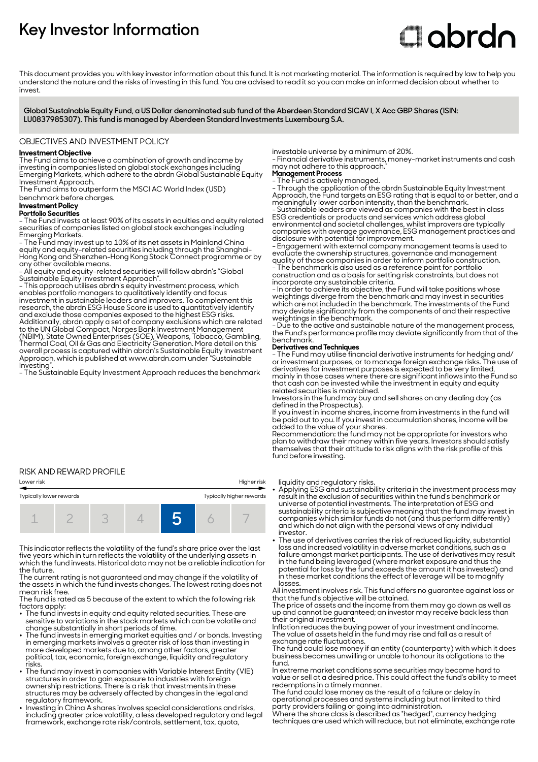# Key Investor Information

abrdn

This document provides you with key investor information about this fund. It is not marketing material. The information is required by law to help you understand the nature and the risks of investing in this fund. You are advised to read it so you can make an informed decision about whether to invest.

**Global Sustainable Equity Fund, a US Dollar denominated sub fund of the Aberdeen Standard SICAV I, X Acc GBP Shares (ISIN: LU0837985307). This fund is managed by Aberdeen Standard Investments Luxembourg S.A.**

## OBJECTIVES AND INVESTMENT POLICY

**Investment Objective**

The Fund aims to achieve a combination of growth and income by investing in companies listed on global stock exchanges including Emerging Markets, which adhere to the abrdn Global Sustainable Equity Investment Approach.

The Fund aims to outperform the MSCI AC World Index (USD) benchmark before charges.

**Investment Policy**

**Portfolio Securities**

- The Fund invests at least 90% of its assets in equities and equity related securities of companies listed on global stock exchanges including Emerging Markets.
- The Fund may invest up to 10% of its net assets in Mainland China equity and equity-related securities including through the Shanghai-Hong Kong and Shenzhen-Hong Kong Stock Connect programme or by any other available means.
- All equity and equity-related securities will follow abrdn's "Global Sustainable Equity Investment Approach".
- This approach utilises abrdn's equity investment process, which enables portfolio managers to qualitatively identify and focus investment in sustainable leaders and improvers. To complement this research, the abrdn ESG House Score is used to quantitatively identify and exclude those companies exposed to the highest ESG risks. Additionally, abrdn apply a set of company exclusions which are related to the UN Global Compact, Norges Bank Investment Management (NBIM), State Owned Enterprises (SOE), Weapons, Tobacco, Gambling, Thermal Coal, Oil & Gas and Electricity Generation. More detail on this overall process is captured within abrdn's Sustainable Equity Investment Approach, which is published at www.abrdn.com under "Sustainable Investing".
- The Sustainable Equity Investment Approach reduces the benchmark investable universe by a minimum of 20%.
- Financial derivative instruments, money-market instruments and cash may not adhere to this approach."

**Management Process**

- The Fund is actively managed.
- Through the application of the abrdn Sustainable Equity Investment Approach, the Fund targets an ESG rating that is equal to or better, and a meaningfully lower carbon intensity, than the benchmark.
- Sustainable leaders are viewed as companies with the best in class ESG credentials or products and services which address global environmental and societal challenges, whilst improvers are typically companies with average governance, ESG management practices and disclosure with potential for improvement.
- Engagement with external company management teams is used to evaluate the ownership structures, governance and management quality of those companies in order to inform portfolio construction.
- The benchmark is also used as a reference point for portfolio construction and as a basis for setting risk constraints, but does not incorporate any sustainable criteria.
- In order to achieve its objective, the Fund will take positions whose weightings diverge from the benchmark and may invest in securities which are not included in the benchmark. The investments of the Fund may deviate significantly from the components of and their respective weightings in the benchmark.
- Due to the active and sustainable nature of the management process, the Fund's performance profile may deviate significantly from that of the benchmark.

**Derivatives and Techniques**

- The Fund may utilise financial derivative instruments for hedging and/ or investment purposes, or to manage foreign exchange risks. The use of derivatives for investment purposes is expected to be very limited, mainly in those cases where there are significant inflows into the Fund so that cash can be invested while the investment in equity and equity related securities is maintained.

Investors in the fund may buy and sell shares on any dealing day (as defined in the Prospectus).

If you invest in income shares, income from investments in the fund will be paid out to you. If you invest in accumulation shares, income will be added to the value of your shares.

Recommendation: the fund may not be appropriate for investors who plan to withdraw their money within five years. Investors should satisfy themselves that their attitude to risk aligns with the risk profile of this fund before investing.

## RISK AND REWARD PROFILE

| Lower risk | | | | | | Higher risk |
|---|---|---|---|---|---|---|
| Typically lower rewards | | | | | | Typically higher rewards |
| 1 | 2 | 3 | 4 | **5** | 6 | 7 |

This indicator reflects the volatility of the fund's share price over the last five years which in turn reflects the volatility of the underlying assets in which the fund invests. Historical data may not be a reliable indication for the future.

The current rating is not guaranteed and may change if the volatility of the assets in which the fund invests changes. The lowest rating does not mean risk free.

The fund is rated as 5 because of the extent to which the following risk factors apply:

- The fund invests in equity and equity related securities. These are sensitive to variations in the stock markets which can be volatile and change substantially in short periods of time.
- The fund invests in emerging market equities and / or bonds. Investing in emerging markets involves a greater risk of loss than investing in more developed markets due to, among other factors, greater political, tax, economic, foreign exchange, liquidity and regulatory risks.
- The fund may invest in companies with Variable Interest Entity (VIE) structures in order to gain exposure to industries with foreign ownership restrictions. There is a risk that investments in these structures may be adversely affected by changes in the legal and regulatory framework.
- Investing in China A shares involves special considerations and risks, including greater price volatility, a less developed regulatory and legal framework, exchange rate risk/controls, settlement, tax, quota, liquidity and regulatory risks.
- Applying ESG and sustainability criteria in the investment process may result in the exclusion of securities within the fund's benchmark or universe of potential investments. The interpretation of ESG and sustainability criteria is subjective meaning that the fund may invest in companies which similar funds do not (and thus perform differently) and which do not align with the personal views of any individual investor.
- The use of derivatives carries the risk of reduced liquidity, substantial loss and increased volatility in adverse market conditions, such as a failure amongst market participants. The use of derivatives may result in the fund being leveraged (where market exposure and thus the potential for loss by the fund exceeds the amount it has invested) and in these market conditions the effect of leverage will be to magnify losses.

All investment involves risk. This fund offers no guarantee against loss or that the fund's objective will be attained.

The price of assets and the income from them may go down as well as up and cannot be guaranteed; an investor may receive back less than their original investment.

Inflation reduces the buying power of your investment and income.

The value of assets held in the fund may rise and fall as a result of exchange rate fluctuations.

The fund could lose money if an entity (counterparty) with which it does business becomes unwilling or unable to honour its obligations to the fund.

In extreme market conditions some securities may become hard to value or sell at a desired price. This could affect the fund's ability to meet redemptions in a timely manner.

The fund could lose money as the result of a failure or delay in operational processes and systems including but not limited to third party providers failing or going into administration.

Where the share class is described as "hedged", currency hedging techniques are used which will reduce, but not eliminate, exchange rate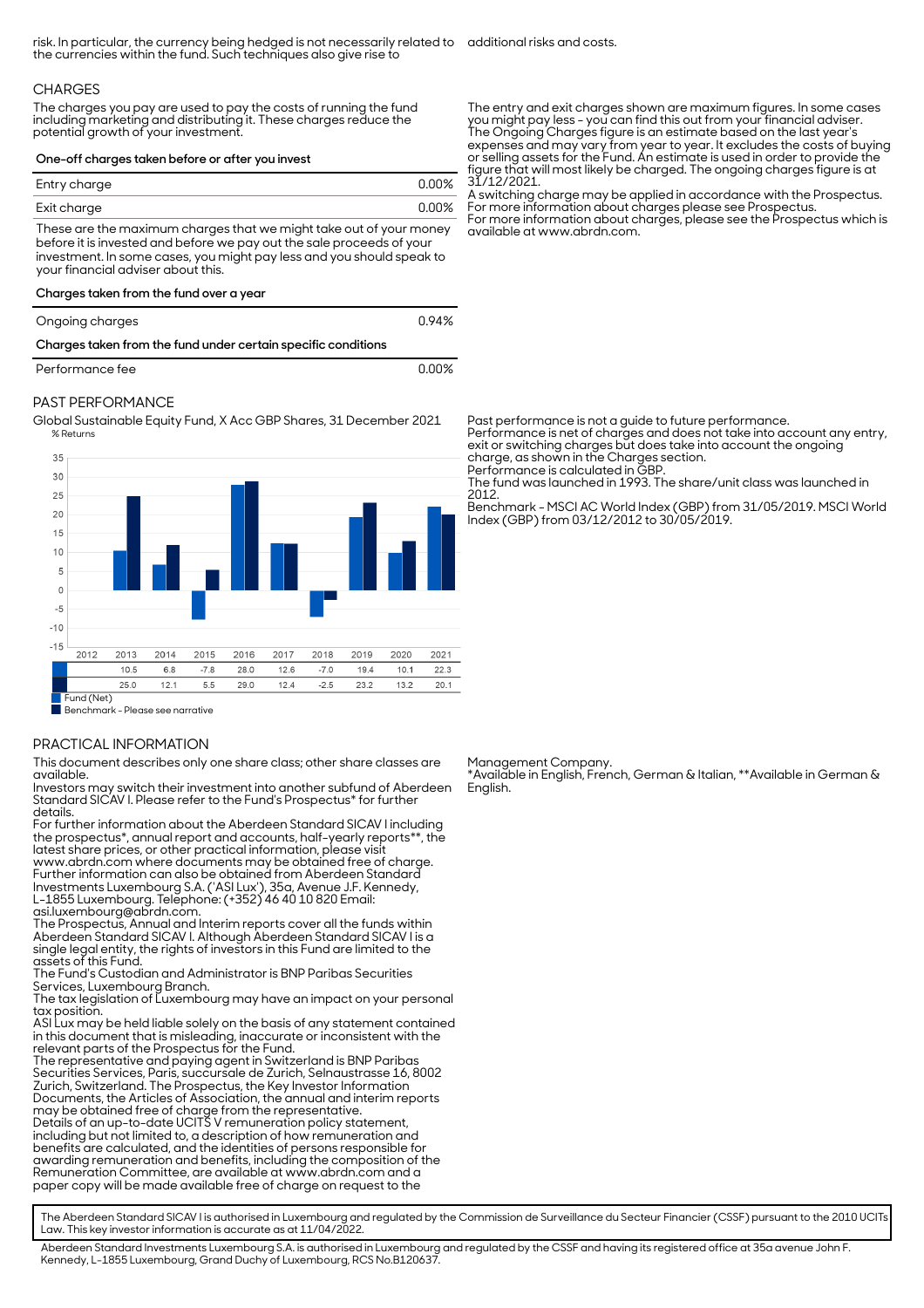risk. In particular, the currency being hedged is not necessarily related to the currencies within the fund. Such techniques also give rise to additional risks and costs.

## CHARGES

The charges you pay are used to pay the costs of running the fund including marketing and distributing it. These charges reduce the potential growth of your investment.

| One-off charges taken before or after you invest | |
|---|---|
| Entry charge | 0.00% |
| Exit charge | 0.00% |

These are the maximum charges that we might take out of your money before it is invested and before we pay out the sale proceeds of your investment. In some cases, you might pay less and you should speak to your financial adviser about this.

| Charges taken from the fund over a year | |
|---|---|
| Ongoing charges | 0.94% |
| **Charges taken from the fund under certain specific conditions** | |
| Performance fee | 0.00% |

The entry and exit charges shown are maximum figures. In some cases you might pay less - you can find this out from your financial adviser. The Ongoing Charges figure is an estimate based on the last year's expenses and may vary from year to year. It excludes the costs of buying or selling assets for the Fund. An estimate is used in order to provide the figure that will most likely be charged. The ongoing charges figure is at 31/12/2021.

A switching charge may be applied in accordance with the Prospectus.
For more information about charges please see Prospectus.
For more information about charges, please see the Prospectus which is available at www.abrdn.com.

## PAST PERFORMANCE

Global Sustainable Equity Fund, X Acc GBP Shares, 31 December 2021

% Returns

35
30
25
20
15
10
5
0
-5
-10
-15

2012 2013 2014 2015 2016 2017 2018 2019 2020 2021

Fund (Net): 10.5 6.8 -7.8 28.0 12.6 -7.0 19.4 10.1 22.3

Benchmark - Please see narrative: 25.0 12.1 5.5 29.0 12.4 -2.5 23.2 13.2 20.1

Fund (Net)

Benchmark - Please see narrative

Past performance is not a guide to future performance.
Performance is net of charges and does not take into account any entry, exit or switching charges but does take into account the ongoing charge, as shown in the Charges section.
Performance is calculated in GBP.
The fund was launched in 1993. The share/unit class was launched in 2012.
Benchmark - MSCI AC World Index (GBP) from 31/05/2019. MSCI World Index (GBP) from 03/12/2012 to 30/05/2019.

## PRACTICAL INFORMATION

This document describes only one share class; other share classes are available.
Investors may switch their investment into another subfund of Aberdeen Standard SICAV I. Please refer to the Fund's Prospectus* for further details.
For further information about the Aberdeen Standard SICAV I including the prospectus*, annual report and accounts, half-yearly reports**, the latest share prices, or other practical information, please visit www.abrdn.com where documents may be obtained free of charge. Further information can also be obtained from Aberdeen Standard Investments Luxembourg S.A. ('ASI Lux'), 35a, Avenue J.F. Kennedy, L-1855 Luxembourg. Telephone: (+352) 46 40 10 820 Email: asi.luxembourg@abrdn.com.
The Prospectus, Annual and Interim reports cover all the funds within Aberdeen Standard SICAV I. Although Aberdeen Standard SICAV I is a single legal entity, the rights of investors in this Fund are limited to the assets of this Fund.
The Fund's Custodian and Administrator is BNP Paribas Securities Services, Luxembourg Branch.
The tax legislation of Luxembourg may have an impact on your personal tax position.
ASI Lux may be held liable solely on the basis of any statement contained in this document that is misleading, inaccurate or inconsistent with the relevant parts of the Prospectus for the Fund.
The representative and paying agent in Switzerland is BNP Paribas Securities Services, Paris, succursale de Zurich, Selnaustrasse 16, 8002 Zurich, Switzerland. The Prospectus, the Key Investor Information Documents, the Articles of Association, the annual and interim reports may be obtained free of charge from the representative.
Details of an up-to-date UCITS V remuneration policy statement, including but not limited to, a description of how remuneration and benefits are calculated, and the identities of persons responsible for awarding remuneration and benefits, including the composition of the Remuneration Committee, are available at www.abrdn.com and a paper copy will be made available free of charge on request to the Management Company.

*Available in English, French, German & Italian, **Available in German & English.

The Aberdeen Standard SICAV I is authorised in Luxembourg and regulated by the Commission de Surveillance du Secteur Financier (CSSF) pursuant to the 2010 UCITs Law. This key investor information is accurate as at 11/04/2022.

Aberdeen Standard Investments Luxembourg S.A. is authorised in Luxembourg and regulated by the CSSF and having its registered office at 35a avenue John F. Kennedy, L-1855 Luxembourg, Grand Duchy of Luxembourg, RCS No.B120637.